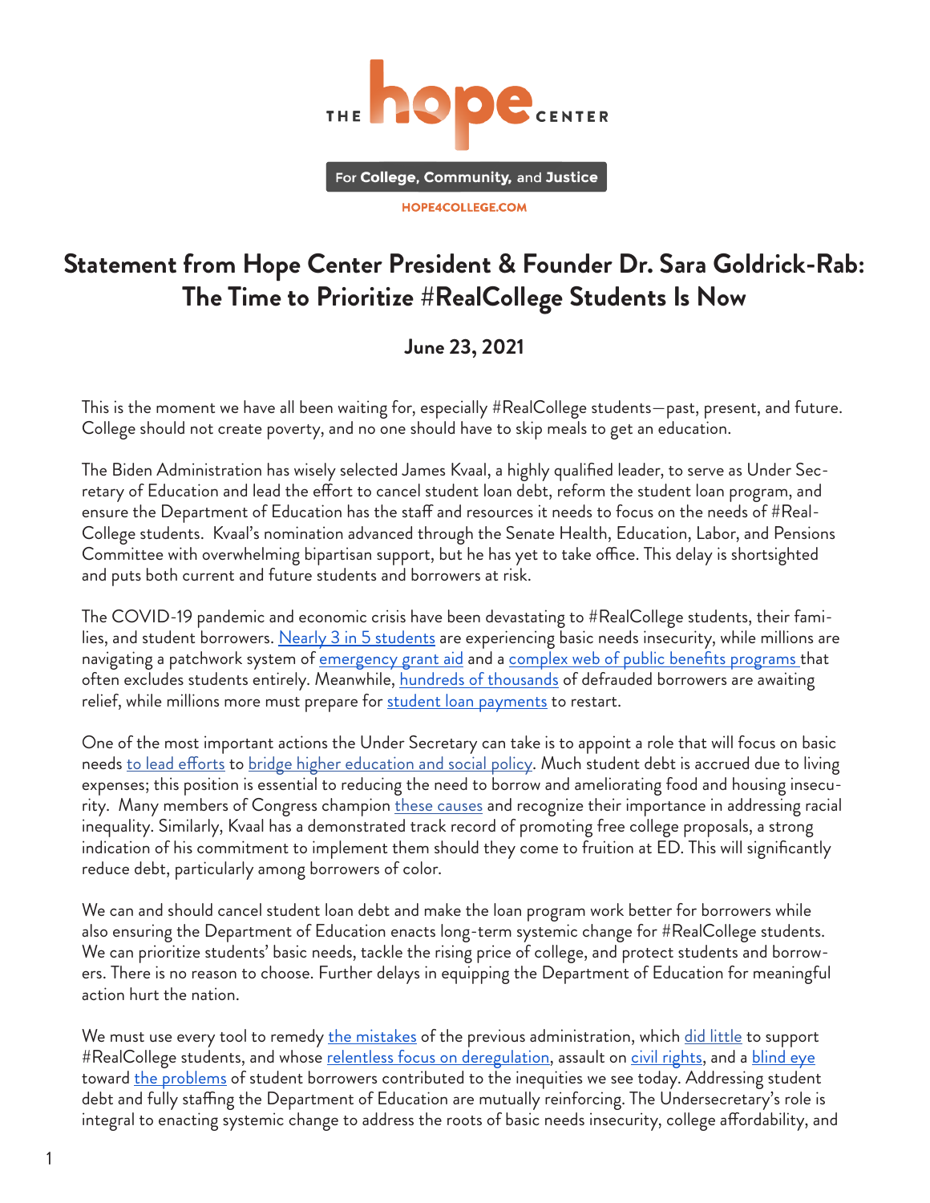THE hope CENTER

For College, Community, and Justice

HOPE4COLLEGE.COM

# Statement from Hope Center President & Founder Dr. Sara Goldrick-Rab: The Time to Prioritize #RealCollege Students Is Now

**June 23, 2021**

This is the moment we have all been waiting for, especially #RealCollege students—past, present, and future. College should not create poverty, and no one should have to skip meals to get an education.

The Biden Administration has wisely selected James Kvaal, a highly qualified leader, to serve as Under Secretary of Education and lead the effort to cancel student loan debt, reform the student loan program, and ensure the Department of Education has the staff and resources it needs to focus on the needs of #RealCollege students. Kvaal's nomination advanced through the Senate Health, Education, Labor, and Pensions Committee with overwhelming bipartisan support, but he has yet to take office. This delay is shortsighted and puts both current and future students and borrowers at risk.

The COVID-19 pandemic and economic crisis have been devastating to #RealCollege students, their families, and student borrowers. Nearly 3 in 5 students are experiencing basic needs insecurity, while millions are navigating a patchwork system of emergency grant aid and a complex web of public benefits programs that often excludes students entirely. Meanwhile, hundreds of thousands of defrauded borrowers are awaiting relief, while millions more must prepare for student loan payments to restart.

One of the most important actions the Under Secretary can take is to appoint a role that will focus on basic needs to lead efforts to bridge higher education and social policy. Much student debt is accrued due to living expenses; this position is essential to reducing the need to borrow and ameliorating food and housing insecurity. Many members of Congress champion these causes and recognize their importance in addressing racial inequality. Similarly, Kvaal has a demonstrated track record of promoting free college proposals, a strong indication of his commitment to implement them should they come to fruition at ED. This will significantly reduce debt, particularly among borrowers of color.

We can and should cancel student loan debt and make the loan program work better for borrowers while also ensuring the Department of Education enacts long-term systemic change for #RealCollege students. We can prioritize students' basic needs, tackle the rising price of college, and protect students and borrowers. There is no reason to choose. Further delays in equipping the Department of Education for meaningful action hurt the nation.

We must use every tool to remedy the mistakes of the previous administration, which did little to support #RealCollege students, and whose relentless focus on deregulation, assault on civil rights, and a blind eye toward the problems of student borrowers contributed to the inequities we see today. Addressing student debt and fully staffing the Department of Education are mutually reinforcing. The Undersecretary's role is integral to enacting systemic change to address the roots of basic needs insecurity, college affordability, and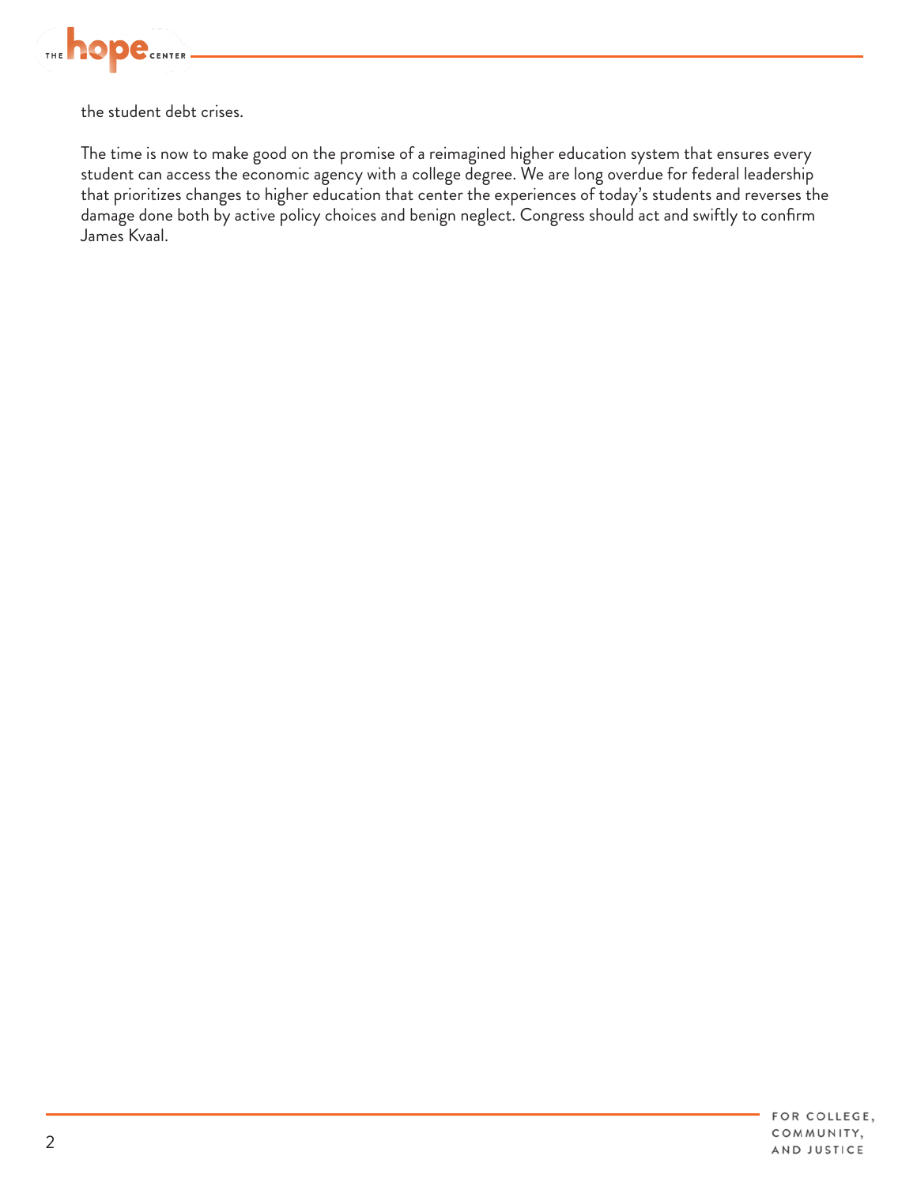the student debt crises.

The time is now to make good on the promise of a reimagined higher education system that ensures every student can access the economic agency with a college degree. We are long overdue for federal leadership that prioritizes changes to higher education that center the experiences of today's students and reverses the damage done both by active policy choices and benign neglect. Congress should act and swiftly to confirm James Kvaal.